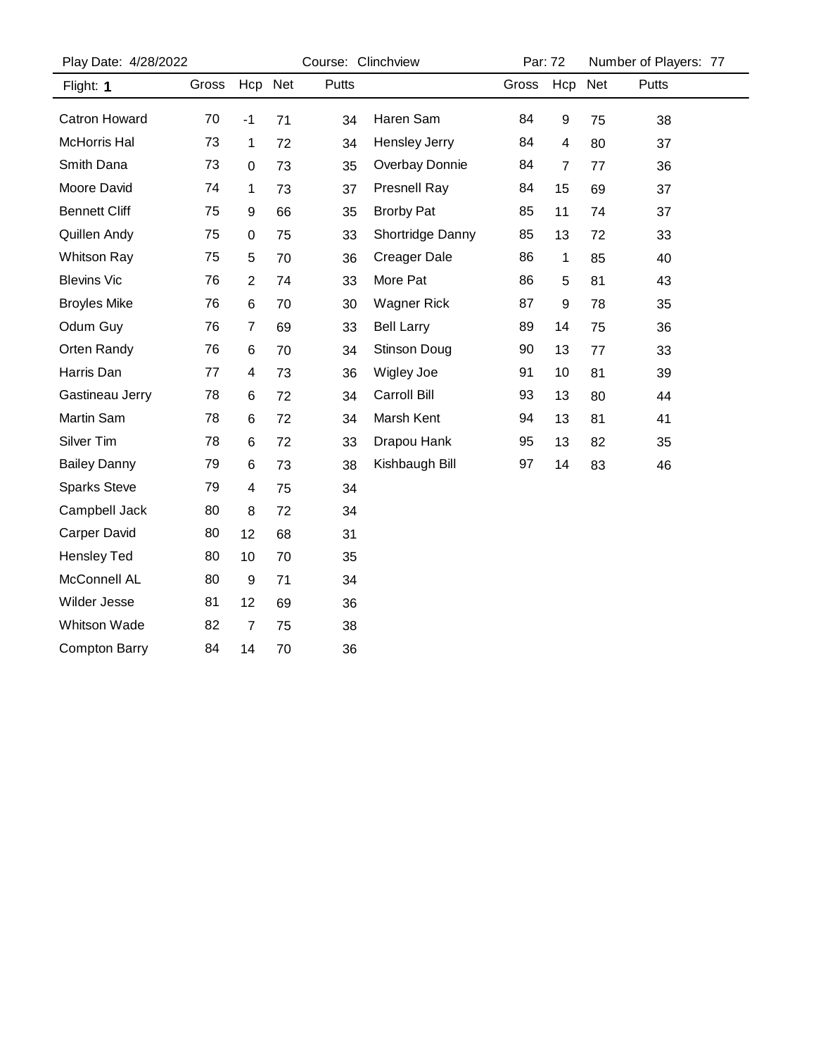Play Date: 4/28/2022 | Course: Clinchview | Par: 72 | Number of Players: 77

Flight: **1**

| Name | Gross | Hcp | Net | Putts |
|---|---|---|---|---|
| Catron Howard | 70 | -1 | 71 | 34 |
| McHorris Hal | 73 | 1 | 72 | 34 |
| Smith Dana | 73 | 0 | 73 | 35 |
| Moore David | 74 | 1 | 73 | 37 |
| Bennett Cliff | 75 | 9 | 66 | 35 |
| Quillen Andy | 75 | 0 | 75 | 33 |
| Whitson Ray | 75 | 5 | 70 | 36 |
| Blevins Vic | 76 | 2 | 74 | 33 |
| Broyles Mike | 76 | 6 | 70 | 30 |
| Odum Guy | 76 | 7 | 69 | 33 |
| Orten Randy | 76 | 6 | 70 | 34 |
| Harris Dan | 77 | 4 | 73 | 36 |
| Gastineau Jerry | 78 | 6 | 72 | 34 |
| Martin Sam | 78 | 6 | 72 | 34 |
| Silver Tim | 78 | 6 | 72 | 33 |
| Bailey Danny | 79 | 6 | 73 | 38 |
| Sparks Steve | 79 | 4 | 75 | 34 |
| Campbell Jack | 80 | 8 | 72 | 34 |
| Carper David | 80 | 12 | 68 | 31 |
| Hensley Ted | 80 | 10 | 70 | 35 |
| McConnell AL | 80 | 9 | 71 | 34 |
| Wilder Jesse | 81 | 12 | 69 | 36 |
| Whitson Wade | 82 | 7 | 75 | 38 |
| Compton Barry | 84 | 14 | 70 | 36 |
| Haren Sam | 84 | 9 | 75 | 38 |
| Hensley Jerry | 84 | 4 | 80 | 37 |
| Overbay Donnie | 84 | 7 | 77 | 36 |
| Presnell Ray | 84 | 15 | 69 | 37 |
| Brorby Pat | 85 | 11 | 74 | 37 |
| Shortridge Danny | 85 | 13 | 72 | 33 |
| Creager Dale | 86 | 1 | 85 | 40 |
| More Pat | 86 | 5 | 81 | 43 |
| Wagner Rick | 87 | 9 | 78 | 35 |
| Bell Larry | 89 | 14 | 75 | 36 |
| Stinson Doug | 90 | 13 | 77 | 33 |
| Wigley Joe | 91 | 10 | 81 | 39 |
| Carroll Bill | 93 | 13 | 80 | 44 |
| Marsh Kent | 94 | 13 | 81 | 41 |
| Drapou Hank | 95 | 13 | 82 | 35 |
| Kishbaugh Bill | 97 | 14 | 83 | 46 |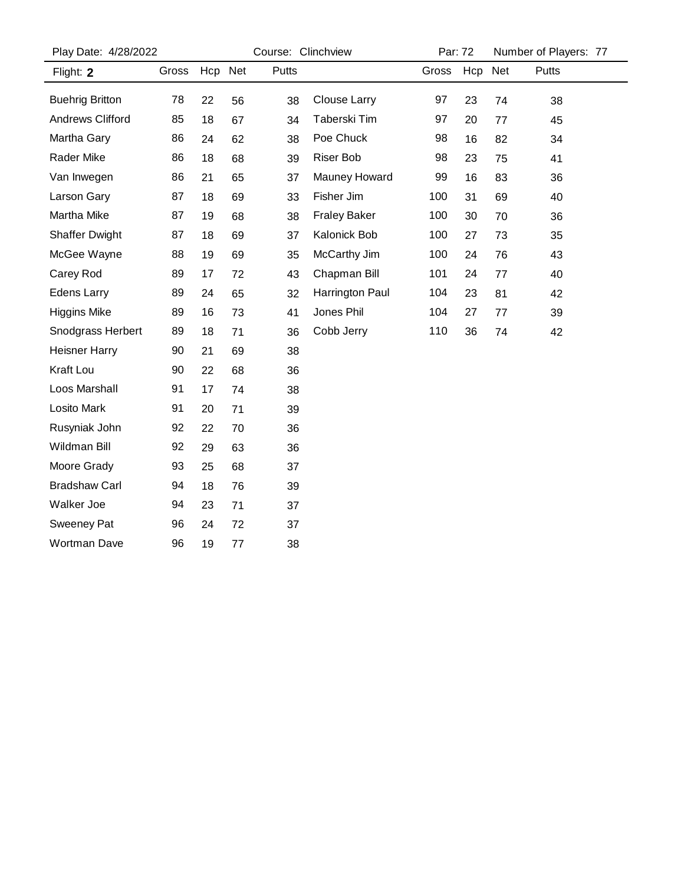Play Date: 4/28/2022 Course: Clinchview Par: 72 Number of Players: 77

| Flight: **2** | Gross | Hcp | Net | Putts | | Gross | Hcp | Net | Putts |
|---|---|---|---|---|---|---|---|---|---|
| Buehrig Britton | 78 | 22 | 56 | 38 | Clouse Larry | 97 | 23 | 74 | 38 |
| Andrews Clifford | 85 | 18 | 67 | 34 | Taberski Tim | 97 | 20 | 77 | 45 |
| Martha Gary | 86 | 24 | 62 | 38 | Poe Chuck | 98 | 16 | 82 | 34 |
| Rader Mike | 86 | 18 | 68 | 39 | Riser Bob | 98 | 23 | 75 | 41 |
| Van Inwegen | 86 | 21 | 65 | 37 | Mauney Howard | 99 | 16 | 83 | 36 |
| Larson Gary | 87 | 18 | 69 | 33 | Fisher Jim | 100 | 31 | 69 | 40 |
| Martha Mike | 87 | 19 | 68 | 38 | Fraley Baker | 100 | 30 | 70 | 36 |
| Shaffer Dwight | 87 | 18 | 69 | 37 | Kalonick Bob | 100 | 27 | 73 | 35 |
| McGee Wayne | 88 | 19 | 69 | 35 | McCarthy Jim | 100 | 24 | 76 | 43 |
| Carey Rod | 89 | 17 | 72 | 43 | Chapman Bill | 101 | 24 | 77 | 40 |
| Edens Larry | 89 | 24 | 65 | 32 | Harrington Paul | 104 | 23 | 81 | 42 |
| Higgins Mike | 89 | 16 | 73 | 41 | Jones Phil | 104 | 27 | 77 | 39 |
| Snodgrass Herbert | 89 | 18 | 71 | 36 | Cobb Jerry | 110 | 36 | 74 | 42 |
| Heisner Harry | 90 | 21 | 69 | 38 | | | | | |
| Kraft Lou | 90 | 22 | 68 | 36 | | | | | |
| Loos Marshall | 91 | 17 | 74 | 38 | | | | | |
| Losito Mark | 91 | 20 | 71 | 39 | | | | | |
| Rusyniak John | 92 | 22 | 70 | 36 | | | | | |
| Wildman Bill | 92 | 29 | 63 | 36 | | | | | |
| Moore Grady | 93 | 25 | 68 | 37 | | | | | |
| Bradshaw Carl | 94 | 18 | 76 | 39 | | | | | |
| Walker Joe | 94 | 23 | 71 | 37 | | | | | |
| Sweeney Pat | 96 | 24 | 72 | 37 | | | | | |
| Wortman Dave | 96 | 19 | 77 | 38 | | | | | |